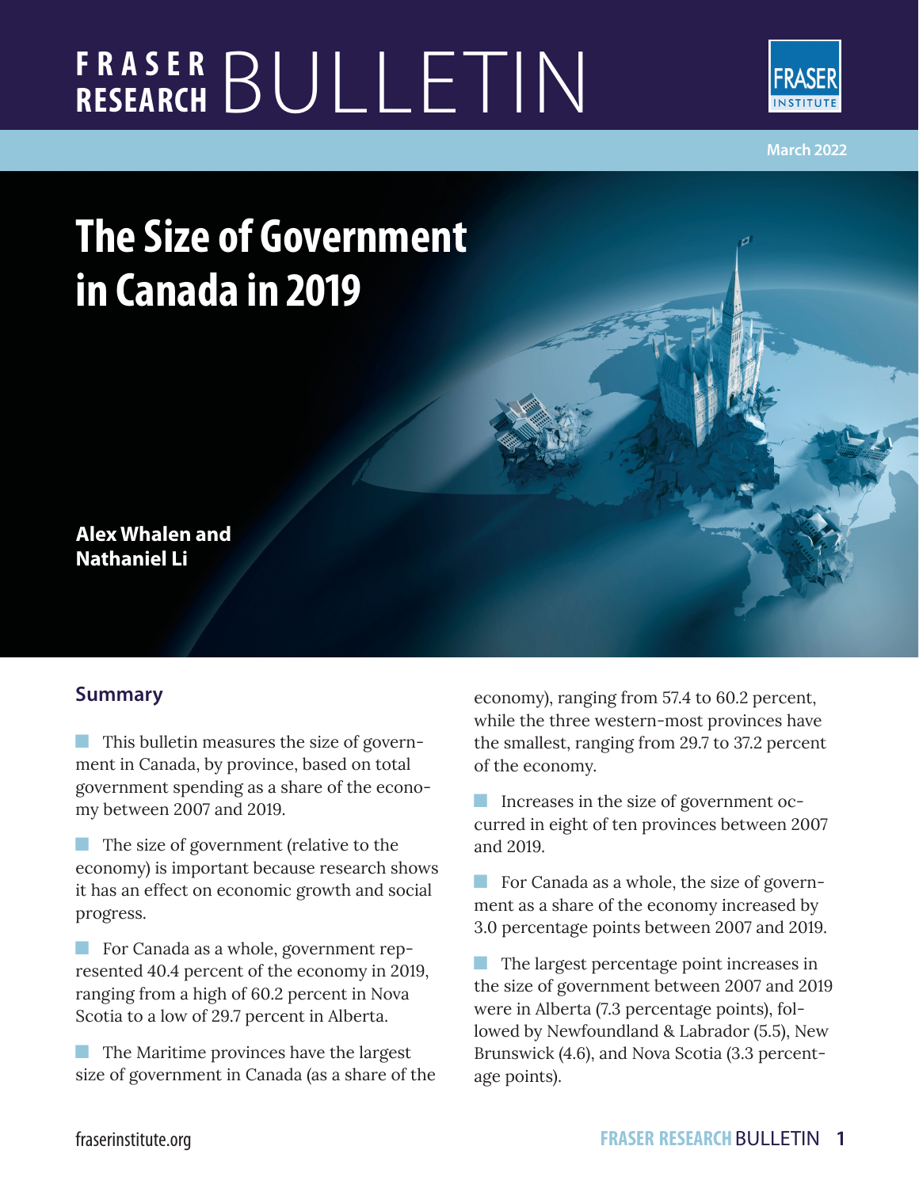# The Size of Government in Canada in 2019

**Alex Whalen and Nathaniel Li**

March 2022

## Summary

- This bulletin measures the size of government in Canada, by province, based on total government spending as a share of the economy between 2007 and 2019.
- The size of government (relative to the economy) is important because research shows it has an effect on economic growth and social progress.
- For Canada as a whole, government represented 40.4 percent of the economy in 2019, ranging from a high of 60.2 percent in Nova Scotia to a low of 29.7 percent in Alberta.
- The Maritime provinces have the largest size of government in Canada (as a share of the economy), ranging from 57.4 to 60.2 percent, while the three western-most provinces have the smallest, ranging from 29.7 to 37.2 percent of the economy.
- Increases in the size of government occurred in eight of ten provinces between 2007 and 2019.
- For Canada as a whole, the size of government as a share of the economy increased by 3.0 percentage points between 2007 and 2019.
- The largest percentage point increases in the size of government between 2007 and 2019 were in Alberta (7.3 percentage points), followed by Newfoundland & Labrador (5.5), New Brunswick (4.6), and Nova Scotia (3.3 percentage points).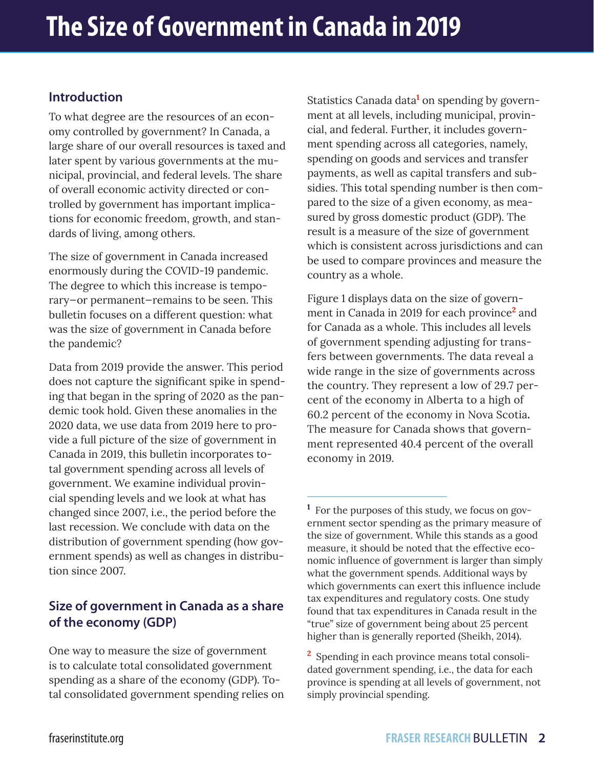# The Size of Government in Canada in 2019

## Introduction

To what degree are the resources of an economy controlled by government? In Canada, a large share of our overall resources is taxed and later spent by various governments at the municipal, provincial, and federal levels. The share of overall economic activity directed or controlled by government has important implications for economic freedom, growth, and standards of living, among others.

The size of government in Canada increased enormously during the COVID-19 pandemic. The degree to which this increase is temporary—or permanent—remains to be seen. This bulletin focuses on a different question: what was the size of government in Canada before the pandemic?

Data from 2019 provide the answer. This period does not capture the significant spike in spending that began in the spring of 2020 as the pandemic took hold. Given these anomalies in the 2020 data, we use data from 2019 here to provide a full picture of the size of government in Canada in 2019, this bulletin incorporates total government spending across all levels of government. We examine individual provincial spending levels and we look at what has changed since 2007, i.e., the period before the last recession. We conclude with data on the distribution of government spending (how government spends) as well as changes in distribution since 2007.

## Size of government in Canada as a share of the economy (GDP)

One way to measure the size of government is to calculate total consolidated government spending as a share of the economy (GDP). Total consolidated government spending relies on Statistics Canada data[1] on spending by government at all levels, including municipal, provincial, and federal. Further, it includes government spending across all categories, namely, spending on goods and services and transfer payments, as well as capital transfers and subsidies. This total spending number is then compared to the size of a given economy, as measured by gross domestic product (GDP). The result is a measure of the size of government which is consistent across jurisdictions and can be used to compare provinces and measure the country as a whole.

Figure 1 displays data on the size of government in Canada in 2019 for each province[2] and for Canada as a whole. This includes all levels of government spending adjusting for transfers between governments. The data reveal a wide range in the size of governments across the country. They represent a low of 29.7 percent of the economy in Alberta to a high of 60.2 percent of the economy in Nova Scotia. The measure for Canada shows that government represented 40.4 percent of the overall economy in 2019.

---

[1] For the purposes of this study, we focus on government sector spending as the primary measure of the size of government. While this stands as a good measure, it should be noted that the effective economic influence of government is larger than simply what the government spends. Additional ways by which governments can exert this influence include tax expenditures and regulatory costs. One study found that tax expenditures in Canada result in the "true" size of government being about 25 percent higher than is generally reported (Sheikh, 2014).

[2] Spending in each province means total consolidated government spending, i.e., the data for each province is spending at all levels of government, not simply provincial spending.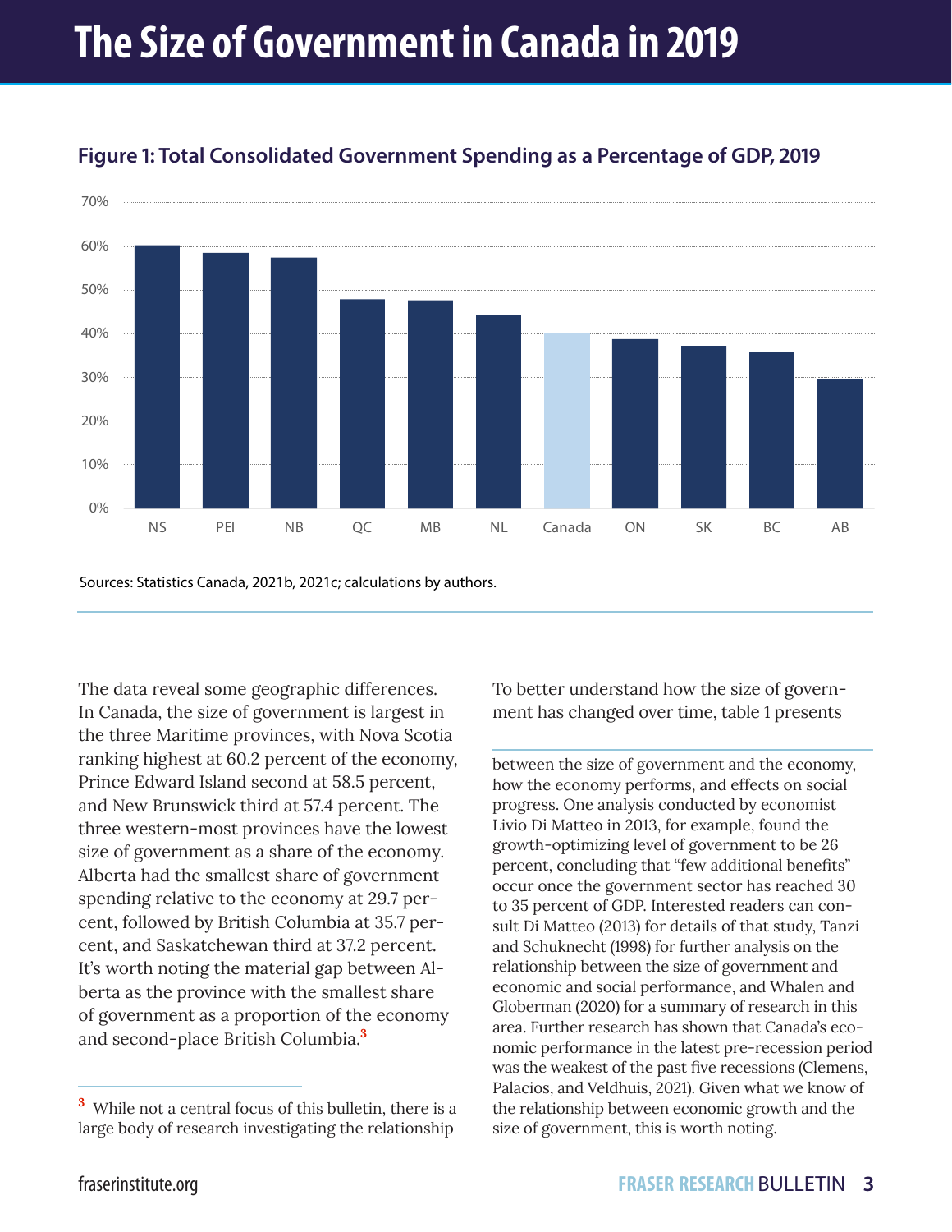# The Size of Government in Canada in 2019

**Figure 1: Total Consolidated Government Spending as a Percentage of GDP, 2019**

Sources: Statistics Canada, 2021b, 2021c; calculations by authors.

The data reveal some geographic differences. In Canada, the size of government is largest in the three Maritime provinces, with Nova Scotia ranking highest at 60.2 percent of the economy, Prince Edward Island second at 58.5 percent, and New Brunswick third at 57.4 percent. The three western-most provinces have the lowest size of government as a share of the economy. Alberta had the smallest share of government spending relative to the economy at 29.7 percent, followed by British Columbia at 35.7 percent, and Saskatchewan third at 37.2 percent. It's worth noting the material gap between Alberta as the province with the smallest share of government as a proportion of the economy and second-place British Columbia.[3]

To better understand how the size of government has changed over time, table 1 presents

[3] While not a central focus of this bulletin, there is a large body of research investigating the relationship between the size of government and the economy, how the economy performs, and effects on social progress. One analysis conducted by economist Livio Di Matteo in 2013, for example, found the growth-optimizing level of government to be 26 percent, concluding that "few additional benefits" occur once the government sector has reached 30 to 35 percent of GDP. Interested readers can consult Di Matteo (2013) for details of that study, Tanzi and Schuknecht (1998) for further analysis on the relationship between the size of government and economic and social performance, and Whalen and Globerman (2020) for a summary of research in this area. Further research has shown that Canada's economic performance in the latest pre-recession period was the weakest of the past five recessions (Clemens, Palacios, and Veldhuis, 2021). Given what we know of the relationship between economic growth and the size of government, this is worth noting.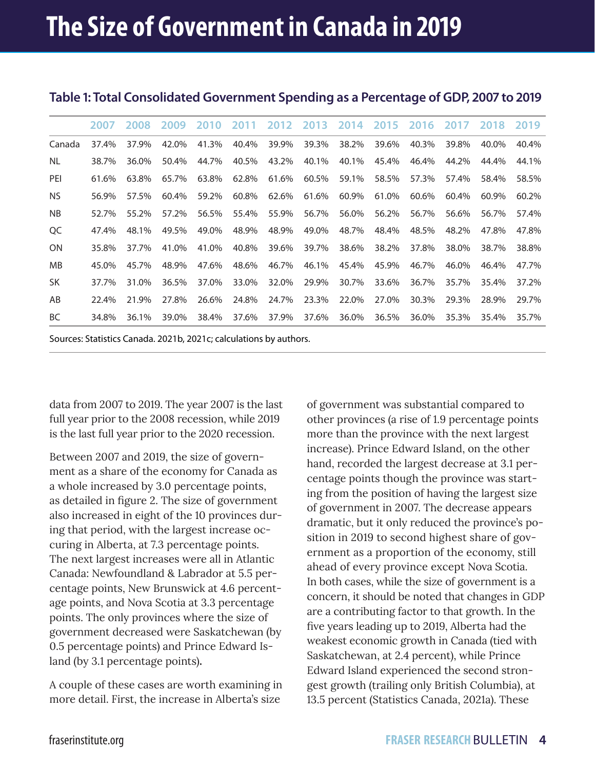# The Size of Government in Canada in 2019

**Table 1: Total Consolidated Government Spending as a Percentage of GDP, 2007 to 2019**

| | 2007 | 2008 | 2009 | 2010 | 2011 | 2012 | 2013 | 2014 | 2015 | 2016 | 2017 | 2018 | 2019 |
|---|---|---|---|---|---|---|---|---|---|---|---|---|---|
| Canada | 37.4% | 37.9% | 42.0% | 41.3% | 40.4% | 39.9% | 39.3% | 38.2% | 39.6% | 40.3% | 39.8% | 40.0% | 40.4% |
| NL | 38.7% | 36.0% | 50.4% | 44.7% | 40.5% | 43.2% | 40.1% | 40.1% | 45.4% | 46.4% | 44.2% | 44.4% | 44.1% |
| PEI | 61.6% | 63.8% | 65.7% | 63.8% | 62.8% | 61.6% | 60.5% | 59.1% | 58.5% | 57.3% | 57.4% | 58.4% | 58.5% |
| NS | 56.9% | 57.5% | 60.4% | 59.2% | 60.8% | 62.6% | 61.6% | 60.9% | 61.0% | 60.6% | 60.4% | 60.9% | 60.2% |
| NB | 52.7% | 55.2% | 57.2% | 56.5% | 55.4% | 55.9% | 56.7% | 56.0% | 56.2% | 56.7% | 56.6% | 56.7% | 57.4% |
| QC | 47.4% | 48.1% | 49.5% | 49.0% | 48.9% | 48.9% | 49.0% | 48.7% | 48.4% | 48.5% | 48.2% | 47.8% | 47.8% |
| ON | 35.8% | 37.7% | 41.0% | 41.0% | 40.8% | 39.6% | 39.7% | 38.6% | 38.2% | 37.8% | 38.0% | 38.7% | 38.8% |
| MB | 45.0% | 45.7% | 48.9% | 47.6% | 48.6% | 46.7% | 46.1% | 45.4% | 45.9% | 46.7% | 46.0% | 46.4% | 47.7% |
| SK | 37.7% | 31.0% | 36.5% | 37.0% | 33.0% | 32.0% | 29.9% | 30.7% | 33.6% | 36.7% | 35.7% | 35.4% | 37.2% |
| AB | 22.4% | 21.9% | 27.8% | 26.6% | 24.8% | 24.7% | 23.3% | 22.0% | 27.0% | 30.3% | 29.3% | 28.9% | 29.7% |
| BC | 34.8% | 36.1% | 39.0% | 38.4% | 37.6% | 37.9% | 37.6% | 36.0% | 36.5% | 36.0% | 35.3% | 35.4% | 35.7% |

Sources: Statistics Canada. 2021b, 2021c; calculations by authors.

data from 2007 to 2019. The year 2007 is the last full year prior to the 2008 recession, while 2019 is the last full year prior to the 2020 recession.

Between 2007 and 2019, the size of government as a share of the economy for Canada as a whole increased by 3.0 percentage points, as detailed in figure 2. The size of government also increased in eight of the 10 provinces during that period, with the largest increase occuring in Alberta, at 7.3 percentage points. The next largest increases were all in Atlantic Canada: Newfoundland & Labrador at 5.5 percentage points, New Brunswick at 4.6 percentage points, and Nova Scotia at 3.3 percentage points. The only provinces where the size of government decreased were Saskatchewan (by 0.5 percentage points) and Prince Edward Island (by 3.1 percentage points).

A couple of these cases are worth examining in more detail. First, the increase in Alberta's size of government was substantial compared to other provinces (a rise of 1.9 percentage points more than the province with the next largest increase). Prince Edward Island, on the other hand, recorded the largest decrease at 3.1 percentage points though the province was starting from the position of having the largest size of government in 2007. The decrease appears dramatic, but it only reduced the province's position in 2019 to second highest share of government as a proportion of the economy, still ahead of every province except Nova Scotia. In both cases, while the size of government is a concern, it should be noted that changes in GDP are a contributing factor to that growth. In the five years leading up to 2019, Alberta had the weakest economic growth in Canada (tied with Saskatchewan, at 2.4 percent), while Prince Edward Island experienced the second strongest growth (trailing only British Columbia), at 13.5 percent (Statistics Canada, 2021a). These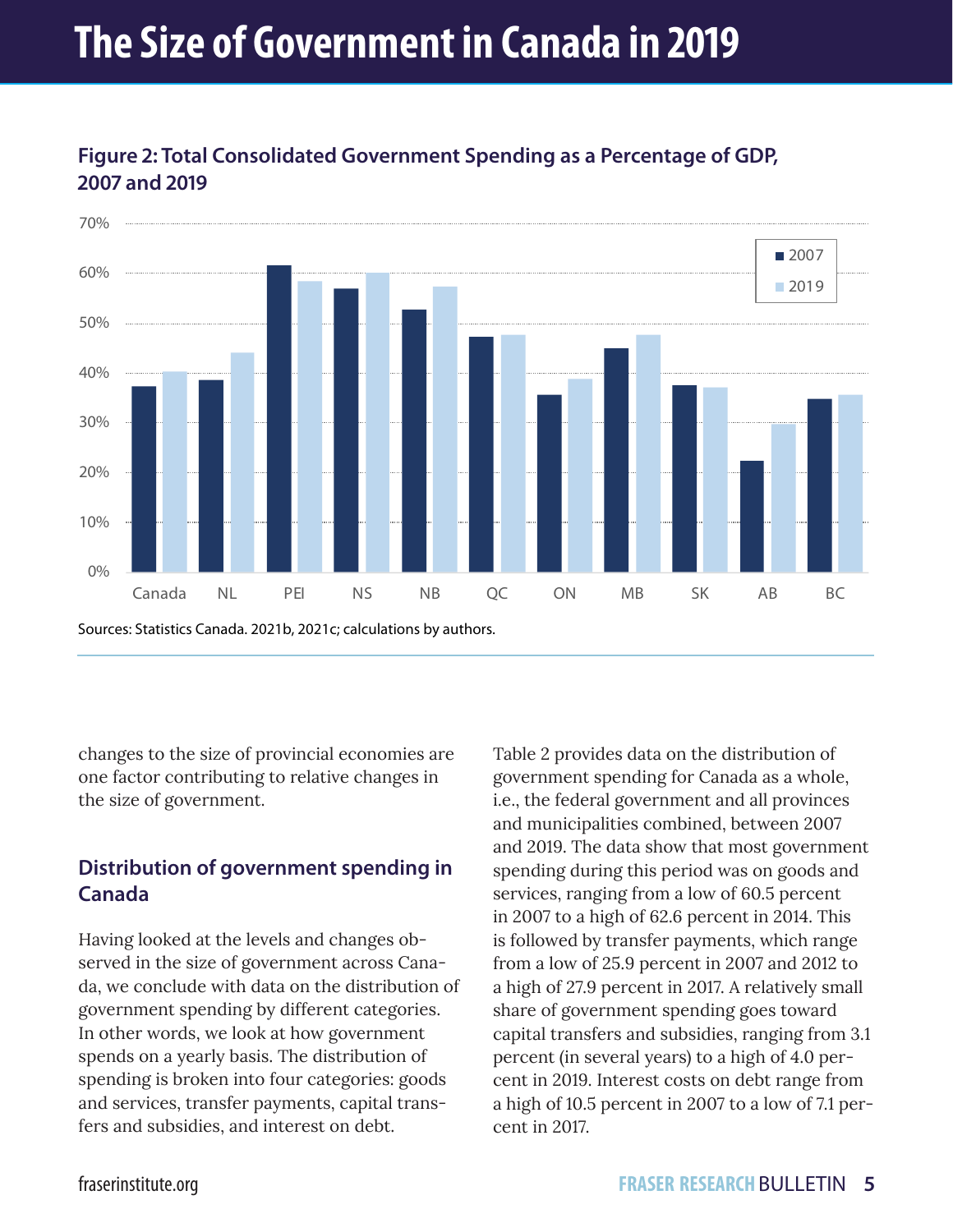# The Size of Government in Canada in 2019

**Figure 2: Total Consolidated Government Spending as a Percentage of GDP, 2007 and 2019**

Sources: Statistics Canada. 2021b, 2021c; calculations by authors.

changes to the size of provincial economies are one factor contributing to relative changes in the size of government.

## Distribution of government spending in Canada

Having looked at the levels and changes observed in the size of government across Canada, we conclude with data on the distribution of government spending by different categories. In other words, we look at how government spends on a yearly basis. The distribution of spending is broken into four categories: goods and services, transfer payments, capital transfers and subsidies, and interest on debt.

Table 2 provides data on the distribution of government spending for Canada as a whole, i.e., the federal government and all provinces and municipalities combined, between 2007 and 2019. The data show that most government spending during this period was on goods and services, ranging from a low of 60.5 percent in 2007 to a high of 62.6 percent in 2014. This is followed by transfer payments, which range from a low of 25.9 percent in 2007 and 2012 to a high of 27.9 percent in 2017. A relatively small share of government spending goes toward capital transfers and subsidies, ranging from 3.1 percent (in several years) to a high of 4.0 percent in 2019. Interest costs on debt range from a high of 10.5 percent in 2007 to a low of 7.1 percent in 2017.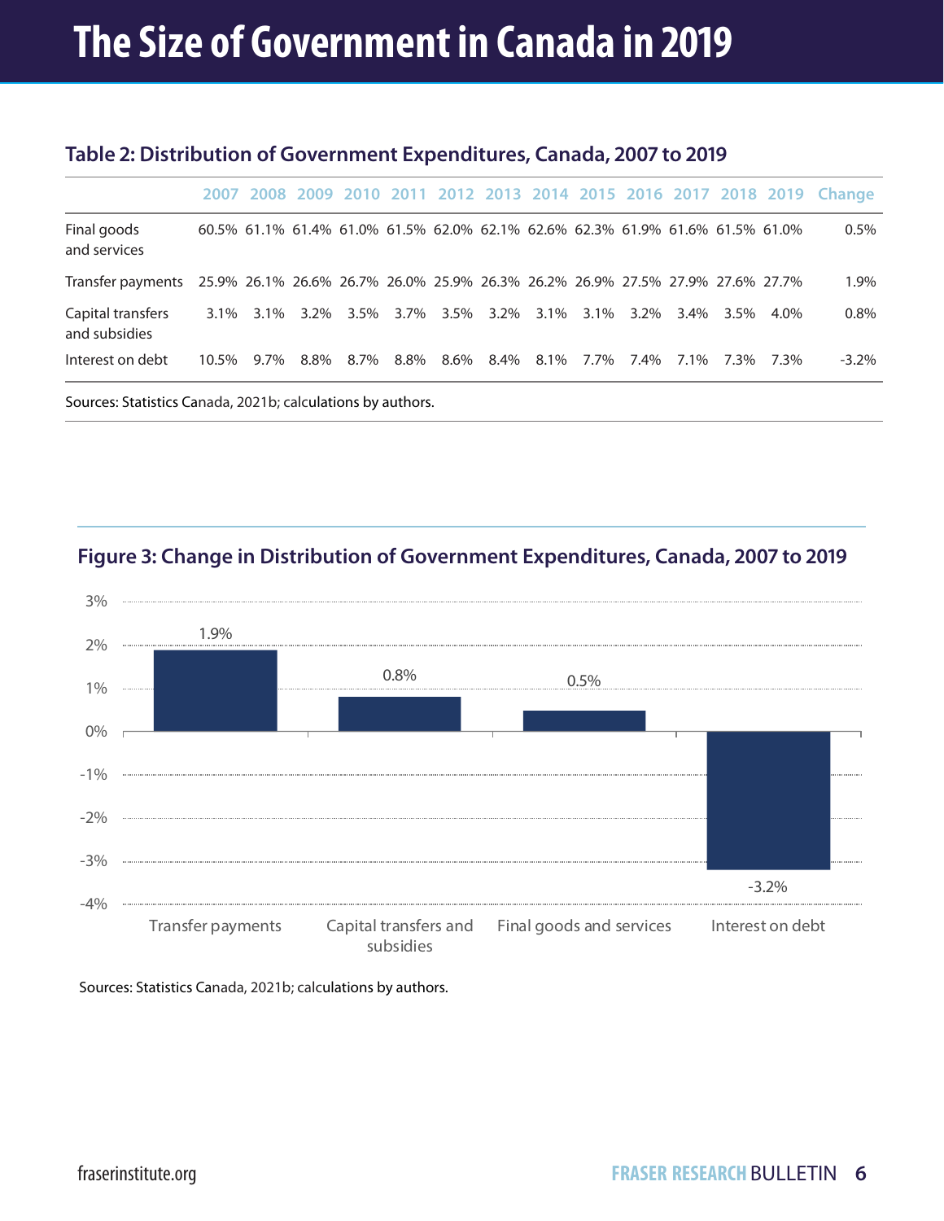# The Size of Government in Canada in 2019

**Table 2: Distribution of Government Expenditures, Canada, 2007 to 2019**

| | 2007 | 2008 | 2009 | 2010 | 2011 | 2012 | 2013 | 2014 | 2015 | 2016 | 2017 | 2018 | 2019 | Change |
|---|---|---|---|---|---|---|---|---|---|---|---|---|---|---|
| Final goods and services | 60.5% | 61.1% | 61.4% | 61.0% | 61.5% | 62.0% | 62.1% | 62.6% | 62.3% | 61.9% | 61.6% | 61.5% | 61.0% | 0.5% |
| Transfer payments | 25.9% | 26.1% | 26.6% | 26.7% | 26.0% | 25.9% | 26.3% | 26.2% | 26.9% | 27.5% | 27.9% | 27.6% | 27.7% | 1.9% |
| Capital transfers and subsidies | 3.1% | 3.1% | 3.2% | 3.5% | 3.7% | 3.5% | 3.2% | 3.1% | 3.1% | 3.2% | 3.4% | 3.5% | 4.0% | 0.8% |
| Interest on debt | 10.5% | 9.7% | 8.8% | 8.7% | 8.8% | 8.6% | 8.4% | 8.1% | 7.7% | 7.4% | 7.1% | 7.3% | 7.3% | -3.2% |

Sources: Statistics Canada, 2021b; calculations by authors.

**Figure 3: Change in Distribution of Government Expenditures, Canada, 2007 to 2019**

| Category | Change |
|---|---|
| Transfer payments | 1.9% |
| Capital transfers and subsidies | 0.8% |
| Final goods and services | 0.5% |
| Interest on debt | -3.2% |

Sources: Statistics Canada, 2021b; calculations by authors.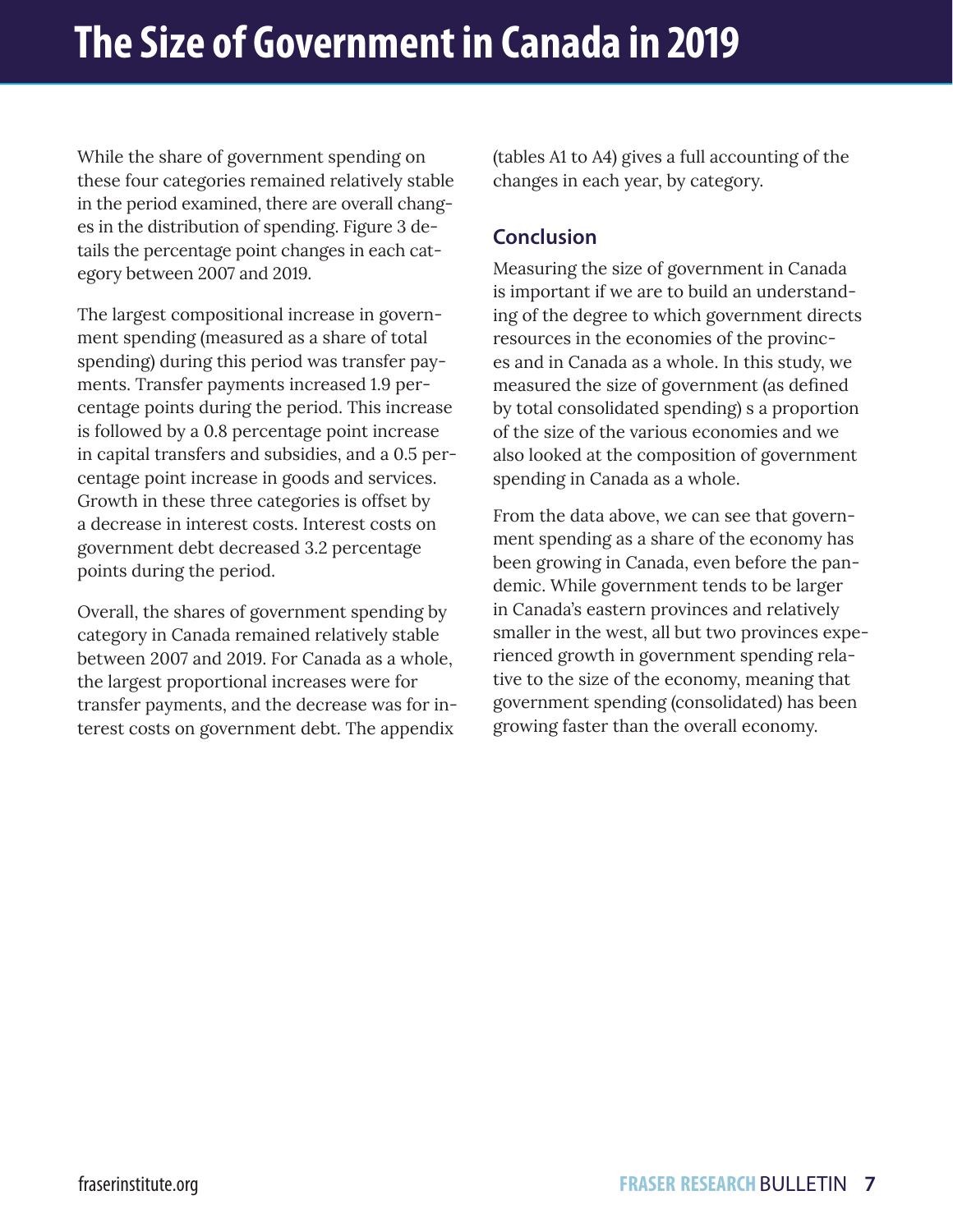While the share of government spending on these four categories remained relatively stable in the period examined, there are overall changes in the distribution of spending. Figure 3 details the percentage point changes in each category between 2007 and 2019.

The largest compositional increase in government spending (measured as a share of total spending) during this period was transfer payments. Transfer payments increased 1.9 percentage points during the period. This increase is followed by a 0.8 percentage point increase in capital transfers and subsidies, and a 0.5 percentage point increase in goods and services. Growth in these three categories is offset by a decrease in interest costs. Interest costs on government debt decreased 3.2 percentage points during the period.

Overall, the shares of government spending by category in Canada remained relatively stable between 2007 and 2019. For Canada as a whole, the largest proportional increases were for transfer payments, and the decrease was for interest costs on government debt. The appendix (tables A1 to A4) gives a full accounting of the changes in each year, by category.

## Conclusion

Measuring the size of government in Canada is important if we are to build an understanding of the degree to which government directs resources in the economies of the provinces and in Canada as a whole. In this study, we measured the size of government (as defined by total consolidated spending) s a proportion of the size of the various economies and we also looked at the composition of government spending in Canada as a whole.

From the data above, we can see that government spending as a share of the economy has been growing in Canada, even before the pandemic. While government tends to be larger in Canada's eastern provinces and relatively smaller in the west, all but two provinces experienced growth in government spending relative to the size of the economy, meaning that government spending (consolidated) has been growing faster than the overall economy.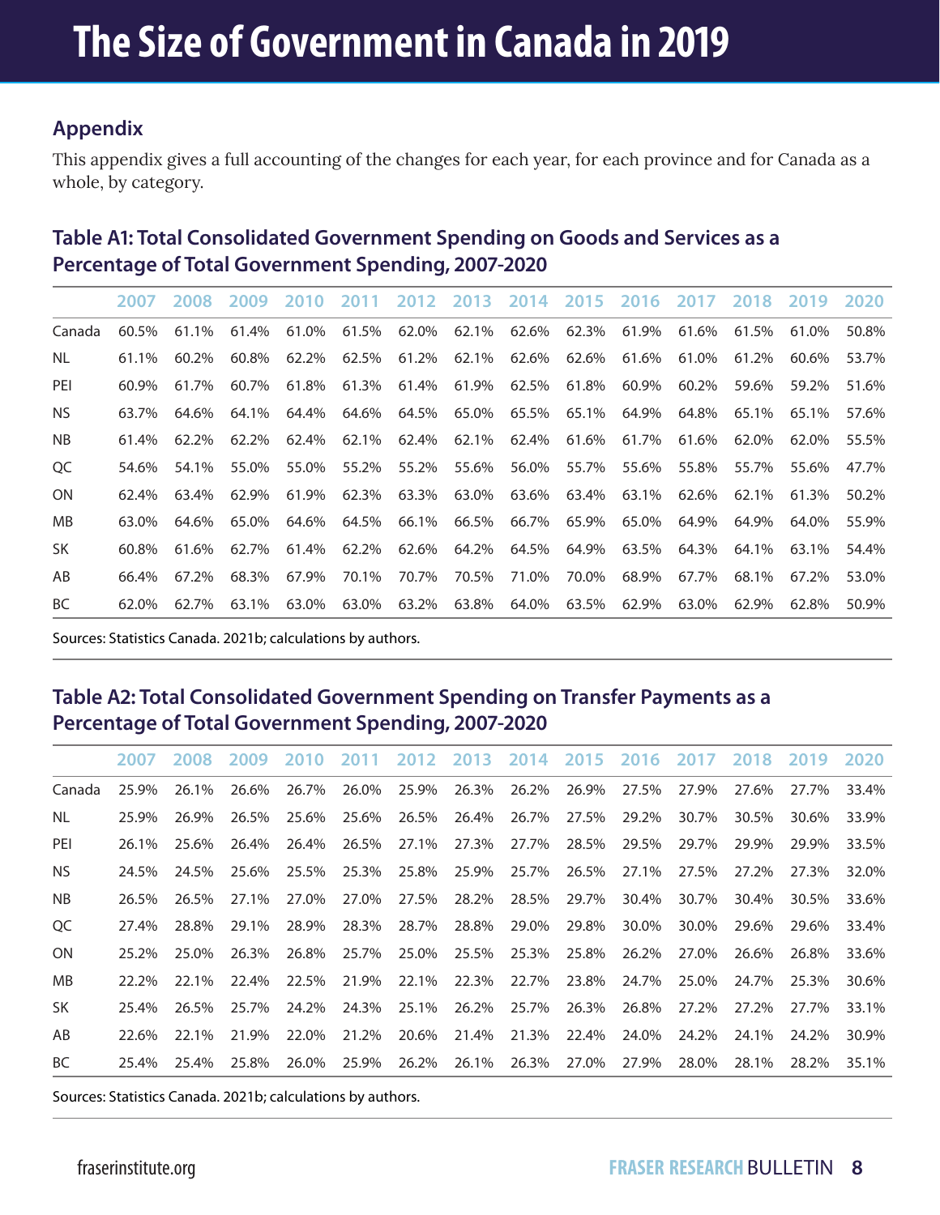# The Size of Government in Canada in 2019

## Appendix

This appendix gives a full accounting of the changes for each year, for each province and for Canada as a whole, by category.

### Table A1: Total Consolidated Government Spending on Goods and Services as a Percentage of Total Government Spending, 2007-2020

| | 2007 | 2008 | 2009 | 2010 | 2011 | 2012 | 2013 | 2014 | 2015 | 2016 | 2017 | 2018 | 2019 | 2020 |
|---|---|---|---|---|---|---|---|---|---|---|---|---|---|---|
| Canada | 60.5% | 61.1% | 61.4% | 61.0% | 61.5% | 62.0% | 62.1% | 62.6% | 62.3% | 61.9% | 61.6% | 61.5% | 61.0% | 50.8% |
| NL | 61.1% | 60.2% | 60.8% | 62.2% | 62.5% | 61.2% | 62.1% | 62.6% | 62.6% | 61.6% | 61.0% | 61.2% | 60.6% | 53.7% |
| PEI | 60.9% | 61.7% | 60.7% | 61.8% | 61.3% | 61.4% | 61.9% | 62.5% | 61.8% | 60.9% | 60.2% | 59.6% | 59.2% | 51.6% |
| NS | 63.7% | 64.6% | 64.1% | 64.4% | 64.6% | 64.5% | 65.0% | 65.5% | 65.1% | 64.9% | 64.8% | 65.1% | 65.1% | 57.6% |
| NB | 61.4% | 62.2% | 62.2% | 62.4% | 62.1% | 62.4% | 62.1% | 62.4% | 61.6% | 61.7% | 61.6% | 62.0% | 62.0% | 55.5% |
| QC | 54.6% | 54.1% | 55.0% | 55.0% | 55.2% | 55.2% | 55.6% | 56.0% | 55.7% | 55.6% | 55.8% | 55.7% | 55.6% | 47.7% |
| ON | 62.4% | 63.4% | 62.9% | 61.9% | 62.3% | 63.3% | 63.0% | 63.6% | 63.4% | 63.1% | 62.6% | 62.1% | 61.3% | 50.2% |
| MB | 63.0% | 64.6% | 65.0% | 64.6% | 64.5% | 66.1% | 66.5% | 66.7% | 65.9% | 65.0% | 64.9% | 64.9% | 64.0% | 55.9% |
| SK | 60.8% | 61.6% | 62.7% | 61.4% | 62.2% | 62.6% | 64.2% | 64.5% | 64.9% | 63.5% | 64.3% | 64.1% | 63.1% | 54.4% |
| AB | 66.4% | 67.2% | 68.3% | 67.9% | 70.1% | 70.7% | 70.5% | 71.0% | 70.0% | 68.9% | 67.7% | 68.1% | 67.2% | 53.0% |
| BC | 62.0% | 62.7% | 63.1% | 63.0% | 63.0% | 63.2% | 63.8% | 64.0% | 63.5% | 62.9% | 63.0% | 62.9% | 62.8% | 50.9% |

Sources: Statistics Canada. 2021b; calculations by authors.

### Table A2: Total Consolidated Government Spending on Transfer Payments as a Percentage of Total Government Spending, 2007-2020

| | 2007 | 2008 | 2009 | 2010 | 2011 | 2012 | 2013 | 2014 | 2015 | 2016 | 2017 | 2018 | 2019 | 2020 |
|---|---|---|---|---|---|---|---|---|---|---|---|---|---|---|
| Canada | 25.9% | 26.1% | 26.6% | 26.7% | 26.0% | 25.9% | 26.3% | 26.2% | 26.9% | 27.5% | 27.9% | 27.6% | 27.7% | 33.4% |
| NL | 25.9% | 26.9% | 26.5% | 25.6% | 25.6% | 26.5% | 26.4% | 26.7% | 27.5% | 29.2% | 30.7% | 30.5% | 30.6% | 33.9% |
| PEI | 26.1% | 25.6% | 26.4% | 26.4% | 26.5% | 27.1% | 27.3% | 27.7% | 28.5% | 29.5% | 29.7% | 29.9% | 29.9% | 33.5% |
| NS | 24.5% | 24.5% | 25.6% | 25.5% | 25.3% | 25.8% | 25.9% | 25.7% | 26.5% | 27.1% | 27.5% | 27.2% | 27.3% | 32.0% |
| NB | 26.5% | 26.5% | 27.1% | 27.0% | 27.0% | 27.5% | 28.2% | 28.5% | 29.7% | 30.4% | 30.7% | 30.4% | 30.5% | 33.6% |
| QC | 27.4% | 28.8% | 29.1% | 28.9% | 28.3% | 28.7% | 28.8% | 29.0% | 29.8% | 30.0% | 30.0% | 29.6% | 29.6% | 33.4% |
| ON | 25.2% | 25.0% | 26.3% | 26.8% | 25.7% | 25.0% | 25.5% | 25.3% | 25.8% | 26.2% | 27.0% | 26.6% | 26.8% | 33.6% |
| MB | 22.2% | 22.1% | 22.4% | 22.5% | 21.9% | 22.1% | 22.3% | 22.7% | 23.8% | 24.7% | 25.0% | 24.7% | 25.3% | 30.6% |
| SK | 25.4% | 26.5% | 25.7% | 24.2% | 24.3% | 25.1% | 26.2% | 25.7% | 26.3% | 26.8% | 27.2% | 27.2% | 27.7% | 33.1% |
| AB | 22.6% | 22.1% | 21.9% | 22.0% | 21.2% | 20.6% | 21.4% | 21.3% | 22.4% | 24.0% | 24.2% | 24.1% | 24.2% | 30.9% |
| BC | 25.4% | 25.4% | 25.8% | 26.0% | 25.9% | 26.2% | 26.1% | 26.3% | 27.0% | 27.9% | 28.0% | 28.1% | 28.2% | 35.1% |

Sources: Statistics Canada. 2021b; calculations by authors.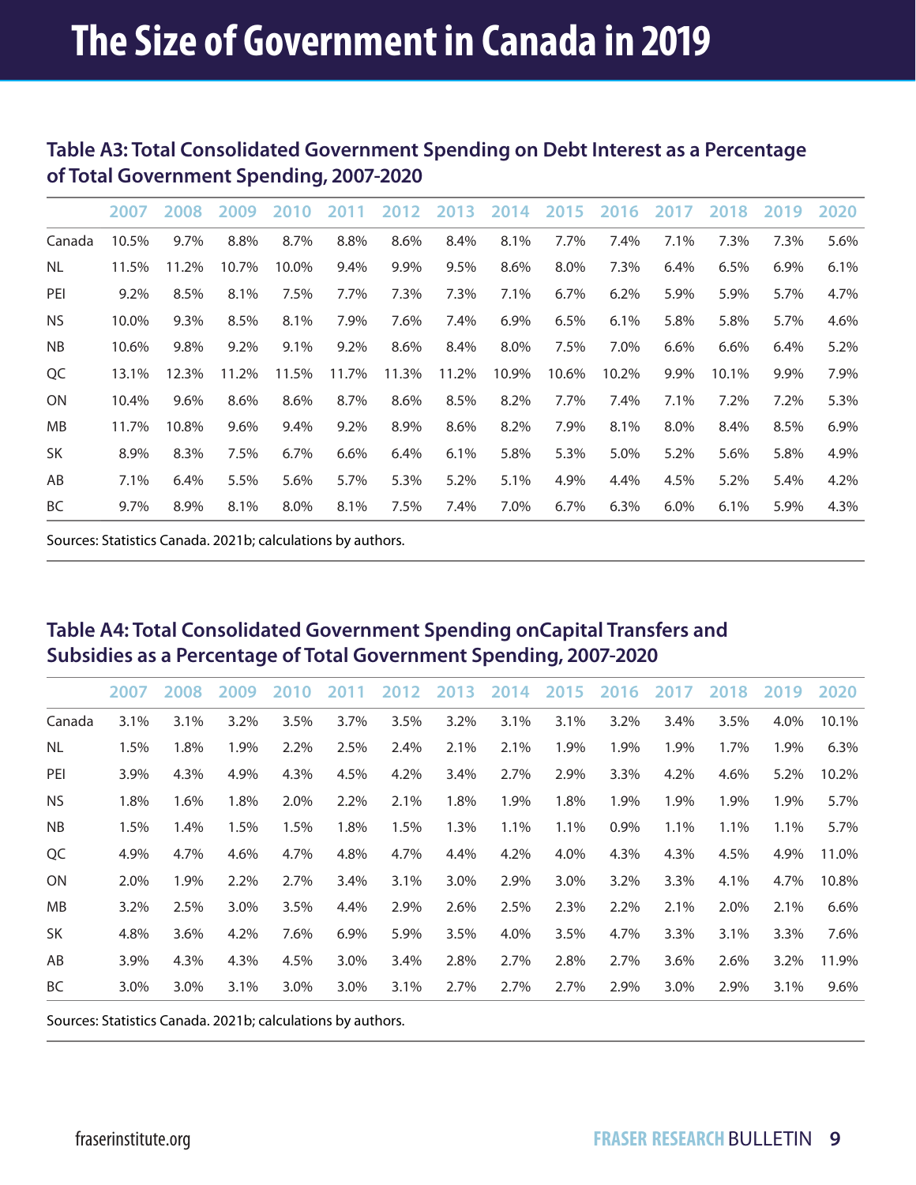## Table A3: Total Consolidated Government Spending on Debt Interest as a Percentage of Total Government Spending, 2007-2020

| | 2007 | 2008 | 2009 | 2010 | 2011 | 2012 | 2013 | 2014 | 2015 | 2016 | 2017 | 2018 | 2019 | 2020 |
|---|---|---|---|---|---|---|---|---|---|---|---|---|---|---|
| Canada | 10.5% | 9.7% | 8.8% | 8.7% | 8.8% | 8.6% | 8.4% | 8.1% | 7.7% | 7.4% | 7.1% | 7.3% | 7.3% | 5.6% |
| NL | 11.5% | 11.2% | 10.7% | 10.0% | 9.4% | 9.9% | 9.5% | 8.6% | 8.0% | 7.3% | 6.4% | 6.5% | 6.9% | 6.1% |
| PEI | 9.2% | 8.5% | 8.1% | 7.5% | 7.7% | 7.3% | 7.3% | 7.1% | 6.7% | 6.2% | 5.9% | 5.9% | 5.7% | 4.7% |
| NS | 10.0% | 9.3% | 8.5% | 8.1% | 7.9% | 7.6% | 7.4% | 6.9% | 6.5% | 6.1% | 5.8% | 5.8% | 5.7% | 4.6% |
| NB | 10.6% | 9.8% | 9.2% | 9.1% | 9.2% | 8.6% | 8.4% | 8.0% | 7.5% | 7.0% | 6.6% | 6.6% | 6.4% | 5.2% |
| QC | 13.1% | 12.3% | 11.2% | 11.5% | 11.7% | 11.3% | 11.2% | 10.9% | 10.6% | 10.2% | 9.9% | 10.1% | 9.9% | 7.9% |
| ON | 10.4% | 9.6% | 8.6% | 8.6% | 8.7% | 8.6% | 8.5% | 8.2% | 7.7% | 7.4% | 7.1% | 7.2% | 7.2% | 5.3% |
| MB | 11.7% | 10.8% | 9.6% | 9.4% | 9.2% | 8.9% | 8.6% | 8.2% | 7.9% | 8.1% | 8.0% | 8.4% | 8.5% | 6.9% |
| SK | 8.9% | 8.3% | 7.5% | 6.7% | 6.6% | 6.4% | 6.1% | 5.8% | 5.3% | 5.0% | 5.2% | 5.6% | 5.8% | 4.9% |
| AB | 7.1% | 6.4% | 5.5% | 5.6% | 5.7% | 5.3% | 5.2% | 5.1% | 4.9% | 4.4% | 4.5% | 5.2% | 5.4% | 4.2% |
| BC | 9.7% | 8.9% | 8.1% | 8.0% | 8.1% | 7.5% | 7.4% | 7.0% | 6.7% | 6.3% | 6.0% | 6.1% | 5.9% | 4.3% |

Sources: Statistics Canada. 2021b; calculations by authors.

## Table A4: Total Consolidated Government Spending onCapital Transfers and Subsidies as a Percentage of Total Government Spending, 2007-2020

| | 2007 | 2008 | 2009 | 2010 | 2011 | 2012 | 2013 | 2014 | 2015 | 2016 | 2017 | 2018 | 2019 | 2020 |
|---|---|---|---|---|---|---|---|---|---|---|---|---|---|---|
| Canada | 3.1% | 3.1% | 3.2% | 3.5% | 3.7% | 3.5% | 3.2% | 3.1% | 3.1% | 3.2% | 3.4% | 3.5% | 4.0% | 10.1% |
| NL | 1.5% | 1.8% | 1.9% | 2.2% | 2.5% | 2.4% | 2.1% | 2.1% | 1.9% | 1.9% | 1.9% | 1.7% | 1.9% | 6.3% |
| PEI | 3.9% | 4.3% | 4.9% | 4.3% | 4.5% | 4.2% | 3.4% | 2.7% | 2.9% | 3.3% | 4.2% | 4.6% | 5.2% | 10.2% |
| NS | 1.8% | 1.6% | 1.8% | 2.0% | 2.2% | 2.1% | 1.8% | 1.9% | 1.8% | 1.9% | 1.9% | 1.9% | 1.9% | 5.7% |
| NB | 1.5% | 1.4% | 1.5% | 1.5% | 1.8% | 1.5% | 1.3% | 1.1% | 1.1% | 0.9% | 1.1% | 1.1% | 1.1% | 5.7% |
| QC | 4.9% | 4.7% | 4.6% | 4.7% | 4.8% | 4.7% | 4.4% | 4.2% | 4.0% | 4.3% | 4.3% | 4.5% | 4.9% | 11.0% |
| ON | 2.0% | 1.9% | 2.2% | 2.7% | 3.4% | 3.1% | 3.0% | 2.9% | 3.0% | 3.2% | 3.3% | 4.1% | 4.7% | 10.8% |
| MB | 3.2% | 2.5% | 3.0% | 3.5% | 4.4% | 2.9% | 2.6% | 2.5% | 2.3% | 2.2% | 2.1% | 2.0% | 2.1% | 6.6% |
| SK | 4.8% | 3.6% | 4.2% | 7.6% | 6.9% | 5.9% | 3.5% | 4.0% | 3.5% | 4.7% | 3.3% | 3.1% | 3.3% | 7.6% |
| AB | 3.9% | 4.3% | 4.3% | 4.5% | 3.0% | 3.4% | 2.8% | 2.7% | 2.8% | 2.7% | 3.6% | 2.6% | 3.2% | 11.9% |
| BC | 3.0% | 3.0% | 3.1% | 3.0% | 3.0% | 3.1% | 2.7% | 2.7% | 2.7% | 2.9% | 3.0% | 2.9% | 3.1% | 9.6% |

Sources: Statistics Canada. 2021b; calculations by authors.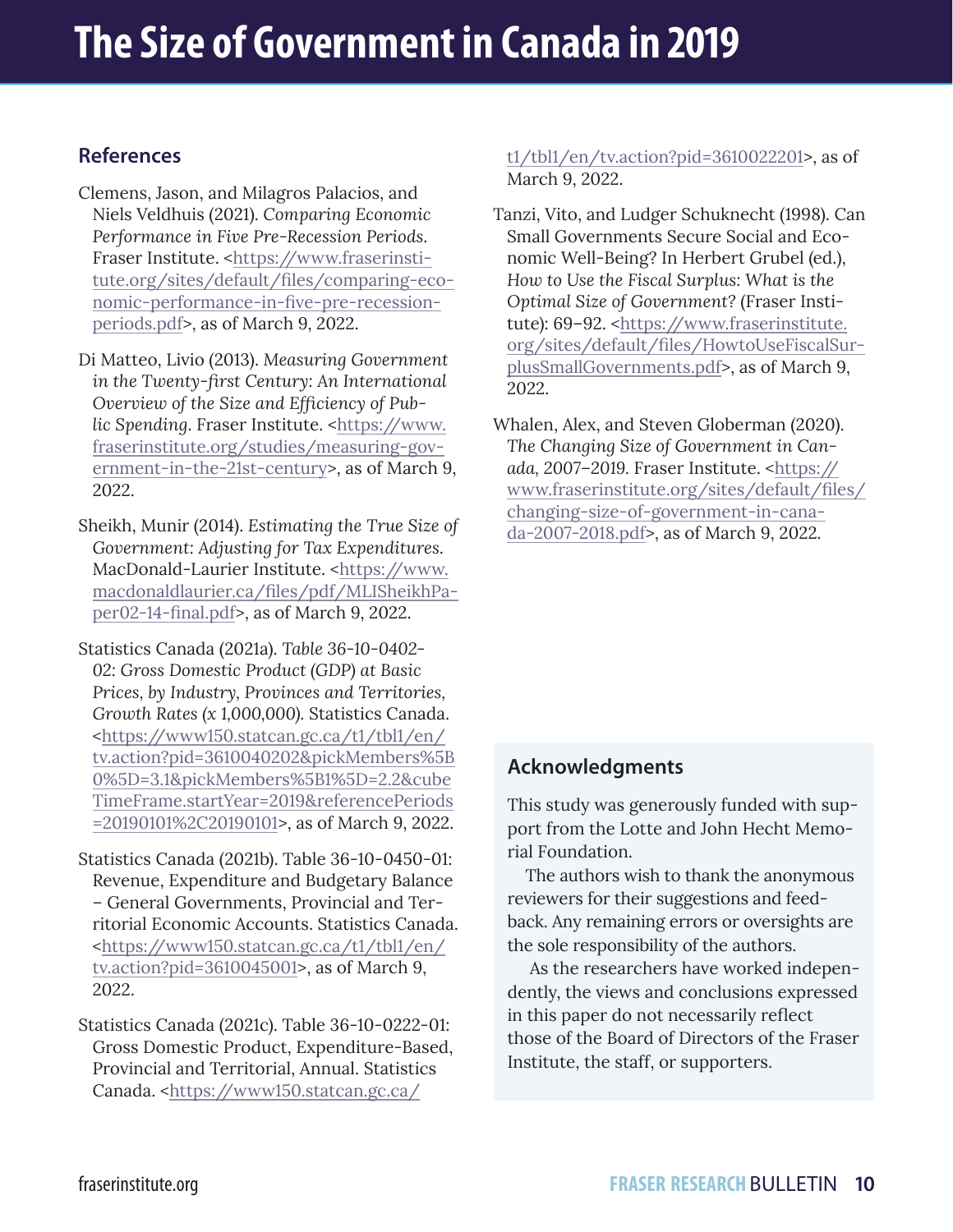## References

Clemens, Jason, and Milagros Palacios, and Niels Veldhuis (2021). *Comparing Economic Performance in Five Pre-Recession Periods*. Fraser Institute. <https://www.fraserinstitute.org/sites/default/files/comparing-economic-performance-in-five-pre-recession-periods.pdf>, as of March 9, 2022.

Di Matteo, Livio (2013). *Measuring Government in the Twenty-first Century: An International Overview of the Size and Efficiency of Public Spending*. Fraser Institute. <https://www.fraserinstitute.org/studies/measuring-government-in-the-21st-century>, as of March 9, 2022.

Sheikh, Munir (2014). *Estimating the True Size of Government: Adjusting for Tax Expenditures*. MacDonald-Laurier Institute. <https://www.macdonaldlaurier.ca/files/pdf/MLISheikhPaper02-14-final.pdf>, as of March 9, 2022.

Statistics Canada (2021a). *Table 36-10-0402-02: Gross Domestic Product (GDP) at Basic Prices, by Industry, Provinces and Territories, Growth Rates (x 1,000,000).* Statistics Canada. <https://www150.statcan.gc.ca/t1/tbl1/en/tv.action?pid=3610040202&pickMembers%5B0%5D=3.1&pickMembers%5B1%5D=2.2&cubeTimeFrame.startYear=2019&referencePeriods=20190101%2C20190101>, as of March 9, 2022.

Statistics Canada (2021b). Table 36-10-0450-01: Revenue, Expenditure and Budgetary Balance – General Governments, Provincial and Territorial Economic Accounts. Statistics Canada. <https://www150.statcan.gc.ca/t1/tbl1/en/tv.action?pid=3610045001>, as of March 9, 2022.

Statistics Canada (2021c). Table 36-10-0222-01: Gross Domestic Product, Expenditure-Based, Provincial and Territorial, Annual. Statistics Canada. <https://www150.statcan.gc.ca/t1/tbl1/en/tv.action?pid=3610022201>, as of March 9, 2022.

Tanzi, Vito, and Ludger Schuknecht (1998). Can Small Governments Secure Social and Economic Well-Being? In Herbert Grubel (ed.), *How to Use the Fiscal Surplus: What is the Optimal Size of Government?* (Fraser Institute): 69–92. <https://www.fraserinstitute.org/sites/default/files/HowtoUseFiscalSurplusSmallGovernments.pdf>, as of March 9, 2022.

Whalen, Alex, and Steven Globerman (2020). *The Changing Size of Government in Canada, 2007–2019*. Fraser Institute. <https://www.fraserinstitute.org/sites/default/files/changing-size-of-government-in-canada-2007-2018.pdf>, as of March 9, 2022.

### Acknowledgments

This study was generously funded with support from the Lotte and John Hecht Memorial Foundation.

The authors wish to thank the anonymous reviewers for their suggestions and feedback. Any remaining errors or oversights are the sole responsibility of the authors.

As the researchers have worked independently, the views and conclusions expressed in this paper do not necessarily reflect those of the Board of Directors of the Fraser Institute, the staff, or supporters.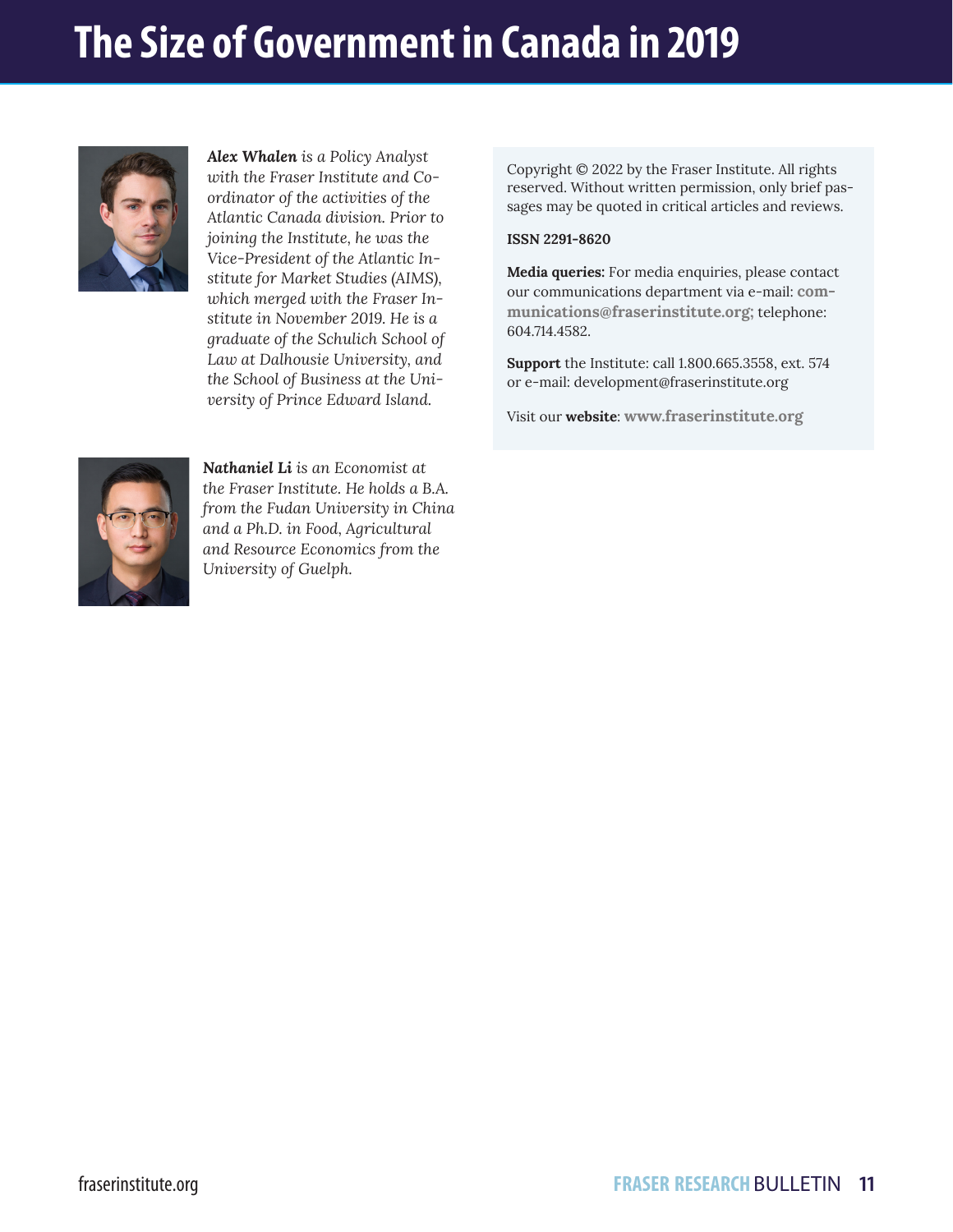***Alex Whalen*** *is a Policy Analyst with the Fraser Institute and Co-ordinator of the activities of the Atlantic Canada division. Prior to joining the Institute, he was the Vice-President of the Atlantic Institute for Market Studies (AIMS), which merged with the Fraser Institute in November 2019. He is a graduate of the Schulich School of Law at Dalhousie University, and the School of Business at the University of Prince Edward Island.*

***Nathaniel Li*** *is an Economist at the Fraser Institute. He holds a B.A. from the Fudan University in China and a Ph.D. in Food, Agricultural and Resource Economics from the University of Guelph.*

Copyright © 2022 by the Fraser Institute. All rights reserved. Without written permission, only brief passages may be quoted in critical articles and reviews.

**ISSN 2291-8620**

**Media queries:** For media enquiries, please contact our communications department via e-mail: **communications@fraserinstitute.org**; telephone: 604.714.4582.

**Support** the Institute: call 1.800.665.3558, ext. 574 or e-mail: development@fraserinstitute.org

Visit our **website**: **www.fraserinstitute.org**